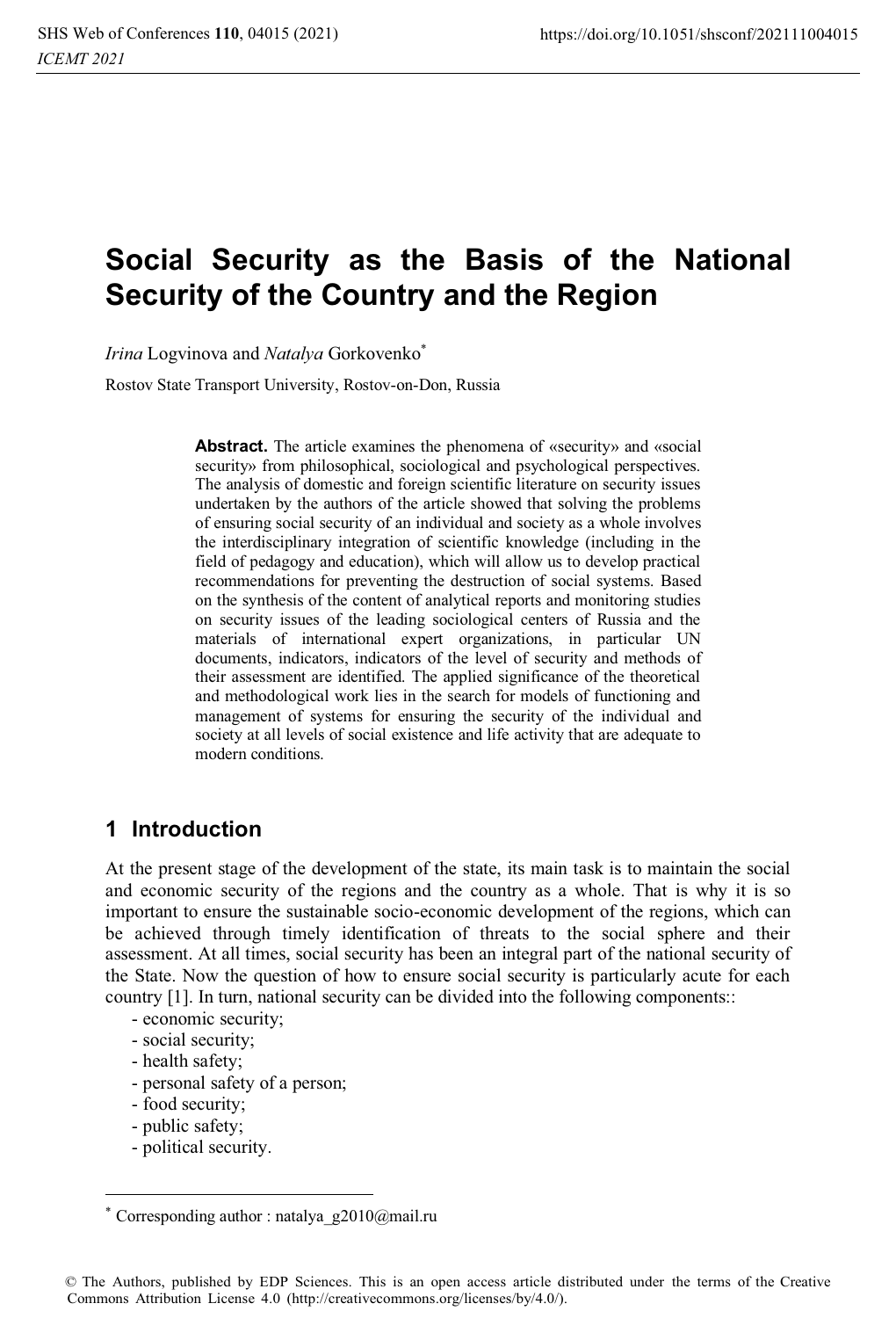# Social Security as the Basis of the National Security of the Country and the Region

*Irina* Logvinova and *Natalya* Gorkovenko*

Rostov State Transport University, Rostov-on-Don, Russia

**Abstract.** The article examines the phenomena of «security» and «social security» from philosophical, sociological and psychological perspectives. The analysis of domestic and foreign scientific literature on security issues undertaken by the authors of the article showed that solving the problems of ensuring social security of an individual and society as a whole involves the interdisciplinary integration of scientific knowledge (including in the field of pedagogy and education), which will allow us to develop practical recommendations for preventing the destruction of social systems. Based on the synthesis of the content of analytical reports and monitoring studies on security issues of the leading sociological centers of Russia and the materials of international expert organizations, in particular UN documents, indicators, indicators of the level of security and methods of their assessment are identified. The applied significance of the theoretical and methodological work lies in the search for models of functioning and management of systems for ensuring the security of the individual and society at all levels of social existence and life activity that are adequate to modern conditions.

## 1 Introduction

At the present stage of the development of the state, its main task is to maintain the social and economic security of the regions and the country as a whole. That is why it is so important to ensure the sustainable socio-economic development of the regions, which can be achieved through timely identification of threats to the social sphere and their assessment. At all times, social security has been an integral part of the national security of the State. Now the question of how to ensure social security is particularly acute for each country [1]. In turn, national security can be divided into the following components::

- economic security;
- social security;
- health safety;
- personal safety of a person;
- food security;
- public safety;
- political security.

* Corresponding author : natalya_g2010@mail.ru

© The Authors, published by EDP Sciences. This is an open access article distributed under the terms of the Creative Commons Attribution License 4.0 (http://creativecommons.org/licenses/by/4.0/).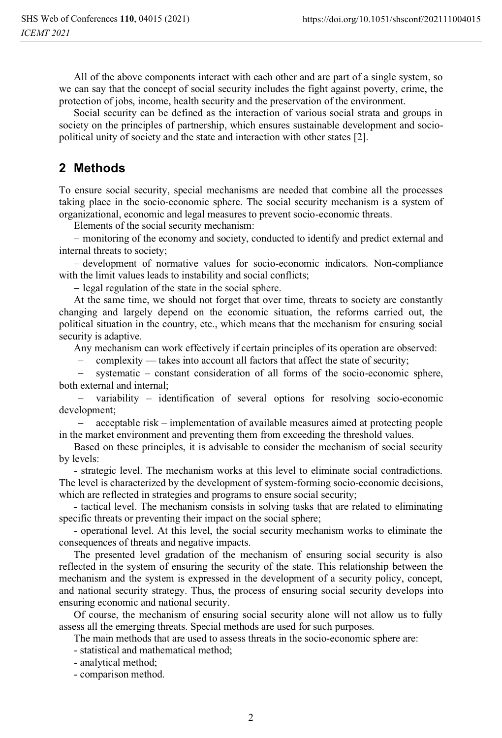All of the above components interact with each other and are part of a single system, so we can say that the concept of social security includes the fight against poverty, crime, the protection of jobs, income, health security and the preservation of the environment.

Social security can be defined as the interaction of various social strata and groups in society on the principles of partnership, which ensures sustainable development and socio-political unity of society and the state and interaction with other states [2].

## 2 Methods

To ensure social security, special mechanisms are needed that combine all the processes taking place in the socio-economic sphere. The social security mechanism is a system of organizational, economic and legal measures to prevent socio-economic threats.

Elements of the social security mechanism:

– monitoring of the economy and society, conducted to identify and predict external and internal threats to society;

– development of normative values for socio-economic indicators. Non-compliance with the limit values leads to instability and social conflicts;

– legal regulation of the state in the social sphere.

At the same time, we should not forget that over time, threats to society are constantly changing and largely depend on the economic situation, the reforms carried out, the political situation in the country, etc., which means that the mechanism for ensuring social security is adaptive.

Any mechanism can work effectively if certain principles of its operation are observed:

– complexity — takes into account all factors that affect the state of security;

– systematic – constant consideration of all forms of the socio-economic sphere, both external and internal;

– variability – identification of several options for resolving socio-economic development;

– acceptable risk – implementation of available measures aimed at protecting people in the market environment and preventing them from exceeding the threshold values.

Based on these principles, it is advisable to consider the mechanism of social security by levels:

- strategic level. The mechanism works at this level to eliminate social contradictions. The level is characterized by the development of system-forming socio-economic decisions, which are reflected in strategies and programs to ensure social security;

- tactical level. The mechanism consists in solving tasks that are related to eliminating specific threats or preventing their impact on the social sphere;

- operational level. At this level, the social security mechanism works to eliminate the consequences of threats and negative impacts.

The presented level gradation of the mechanism of ensuring social security is also reflected in the system of ensuring the security of the state. This relationship between the mechanism and the system is expressed in the development of a security policy, concept, and national security strategy. Thus, the process of ensuring social security develops into ensuring economic and national security.

Of course, the mechanism of ensuring social security alone will not allow us to fully assess all the emerging threats. Special methods are used for such purposes.

The main methods that are used to assess threats in the socio-economic sphere are:

- statistical and mathematical method;
- analytical method;
- comparison method.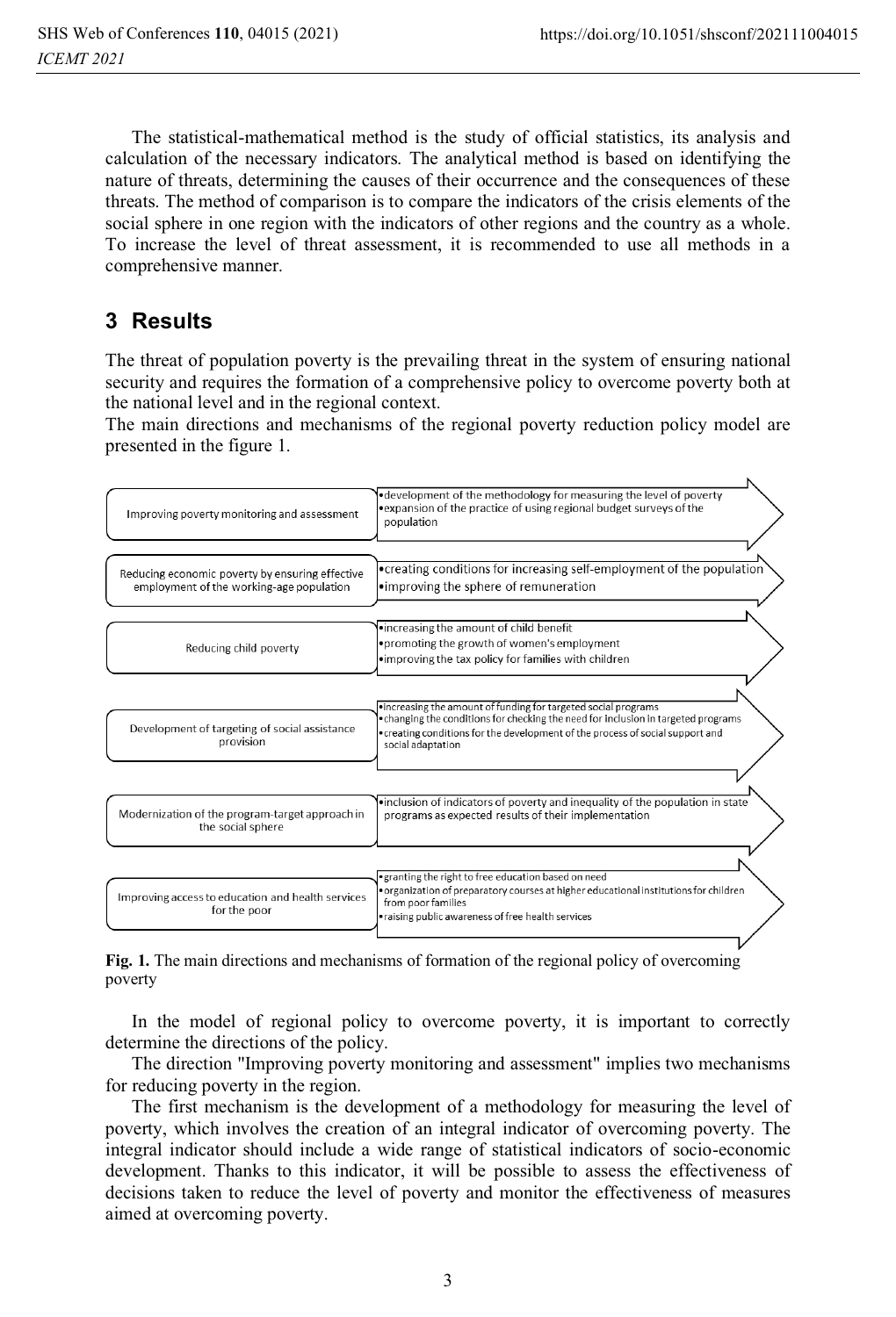The statistical-mathematical method is the study of official statistics, its analysis and calculation of the necessary indicators. The analytical method is based on identifying the nature of threats, determining the causes of their occurrence and the consequences of these threats. The method of comparison is to compare the indicators of the crisis elements of the social sphere in one region with the indicators of other regions and the country as a whole. To increase the level of threat assessment, it is recommended to use all methods in a comprehensive manner.

## 3 Results

The threat of population poverty is the prevailing threat in the system of ensuring national security and requires the formation of a comprehensive policy to overcome poverty both at the national level and in the regional context.

The main directions and mechanisms of the regional poverty reduction policy model are presented in the figure 1.

| Direction | Mechanisms |
|---|---|
| Improving poverty monitoring and assessment | • development of the methodology for measuring the level of poverty<br>• expansion of the practice of using regional budget surveys of the population |
| Reducing economic poverty by ensuring effective employment of the working-age population | • creating conditions for increasing self-employment of the population<br>• improving the sphere of remuneration |
| Reducing child poverty | • increasing the amount of child benefit<br>• promoting the growth of women's employment<br>• improving the tax policy for families with children |
| Development of targeting of social assistance provision | • increasing the amount of funding for targeted social programs<br>• changing the conditions for checking the need for inclusion in targeted programs<br>• creating conditions for the development of the process of social support and social adaptation |
| Modernization of the program-target approach in the social sphere | • inclusion of indicators of poverty and inequality of the population in state programs as expected results of their implementation |
| Improving access to education and health services for the poor | • granting the right to free education based on need<br>• organization of preparatory courses at higher educational institutions for children from poor families<br>• raising public awareness of free health services |

**Fig. 1.** The main directions and mechanisms of formation of the regional policy of overcoming poverty

In the model of regional policy to overcome poverty, it is important to correctly determine the directions of the policy.

The direction "Improving poverty monitoring and assessment" implies two mechanisms for reducing poverty in the region.

The first mechanism is the development of a methodology for measuring the level of poverty, which involves the creation of an integral indicator of overcoming poverty. The integral indicator should include a wide range of statistical indicators of socio-economic development. Thanks to this indicator, it will be possible to assess the effectiveness of decisions taken to reduce the level of poverty and monitor the effectiveness of measures aimed at overcoming poverty.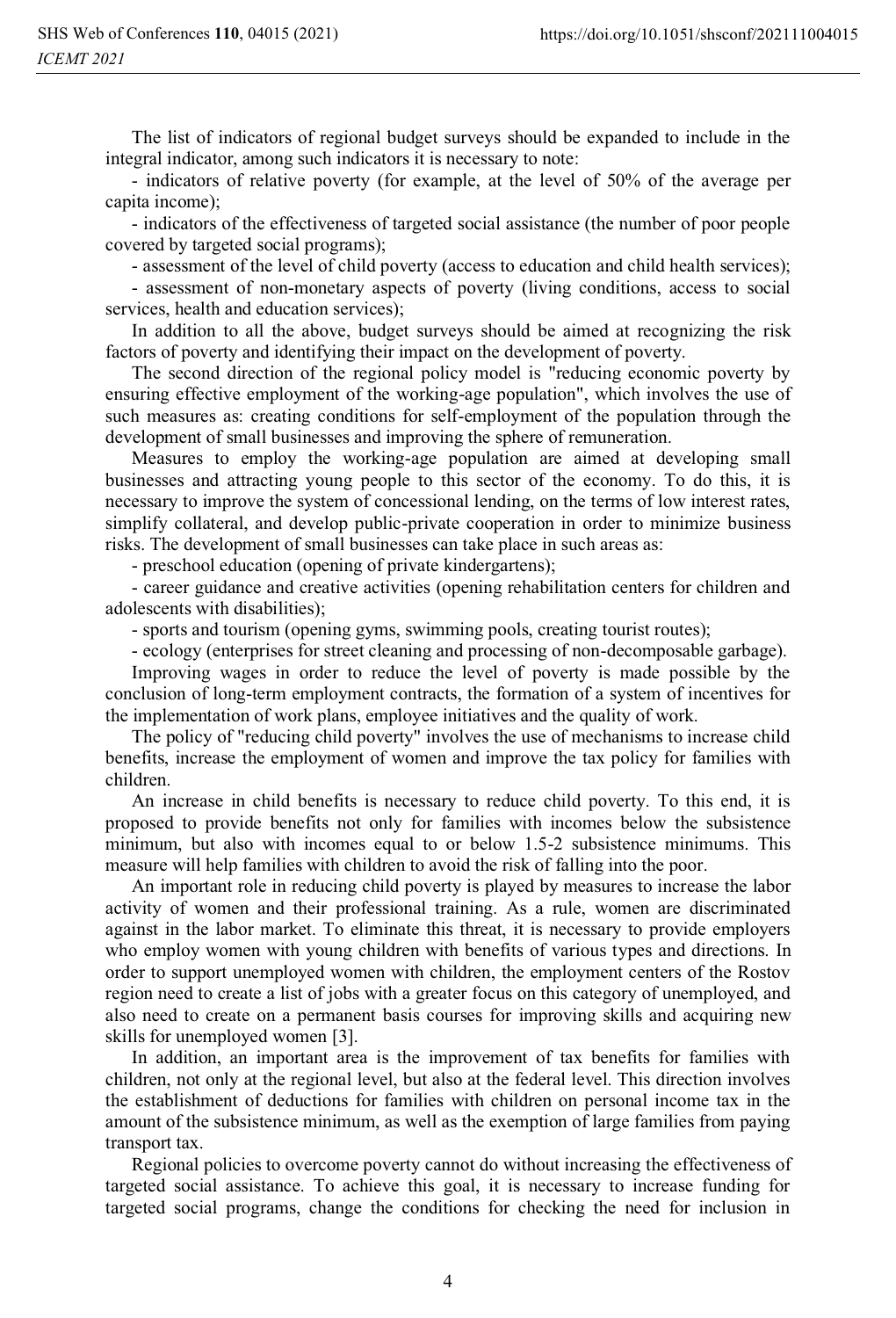The list of indicators of regional budget surveys should be expanded to include in the integral indicator, among such indicators it is necessary to note:

- indicators of relative poverty (for example, at the level of 50% of the average per capita income);
- indicators of the effectiveness of targeted social assistance (the number of poor people covered by targeted social programs);
- assessment of the level of child poverty (access to education and child health services);
- assessment of non-monetary aspects of poverty (living conditions, access to social services, health and education services);

In addition to all the above, budget surveys should be aimed at recognizing the risk factors of poverty and identifying their impact on the development of poverty.

The second direction of the regional policy model is "reducing economic poverty by ensuring effective employment of the working-age population", which involves the use of such measures as: creating conditions for self-employment of the population through the development of small businesses and improving the sphere of remuneration.

Measures to employ the working-age population are aimed at developing small businesses and attracting young people to this sector of the economy. To do this, it is necessary to improve the system of concessional lending, on the terms of low interest rates, simplify collateral, and develop public-private cooperation in order to minimize business risks. The development of small businesses can take place in such areas as:

- preschool education (opening of private kindergartens);
- career guidance and creative activities (opening rehabilitation centers for children and adolescents with disabilities);
- sports and tourism (opening gyms, swimming pools, creating tourist routes);
- ecology (enterprises for street cleaning and processing of non-decomposable garbage).

Improving wages in order to reduce the level of poverty is made possible by the conclusion of long-term employment contracts, the formation of a system of incentives for the implementation of work plans, employee initiatives and the quality of work.

The policy of "reducing child poverty" involves the use of mechanisms to increase child benefits, increase the employment of women and improve the tax policy for families with children.

An increase in child benefits is necessary to reduce child poverty. To this end, it is proposed to provide benefits not only for families with incomes below the subsistence minimum, but also with incomes equal to or below 1.5-2 subsistence minimums. This measure will help families with children to avoid the risk of falling into the poor.

An important role in reducing child poverty is played by measures to increase the labor activity of women and their professional training. As a rule, women are discriminated against in the labor market. To eliminate this threat, it is necessary to provide employers who employ women with young children with benefits of various types and directions. In order to support unemployed women with children, the employment centers of the Rostov region need to create a list of jobs with a greater focus on this category of unemployed, and also need to create on a permanent basis courses for improving skills and acquiring new skills for unemployed women [3].

In addition, an important area is the improvement of tax benefits for families with children, not only at the regional level, but also at the federal level. This direction involves the establishment of deductions for families with children on personal income tax in the amount of the subsistence minimum, as well as the exemption of large families from paying transport tax.

Regional policies to overcome poverty cannot do without increasing the effectiveness of targeted social assistance. To achieve this goal, it is necessary to increase funding for targeted social programs, change the conditions for checking the need for inclusion in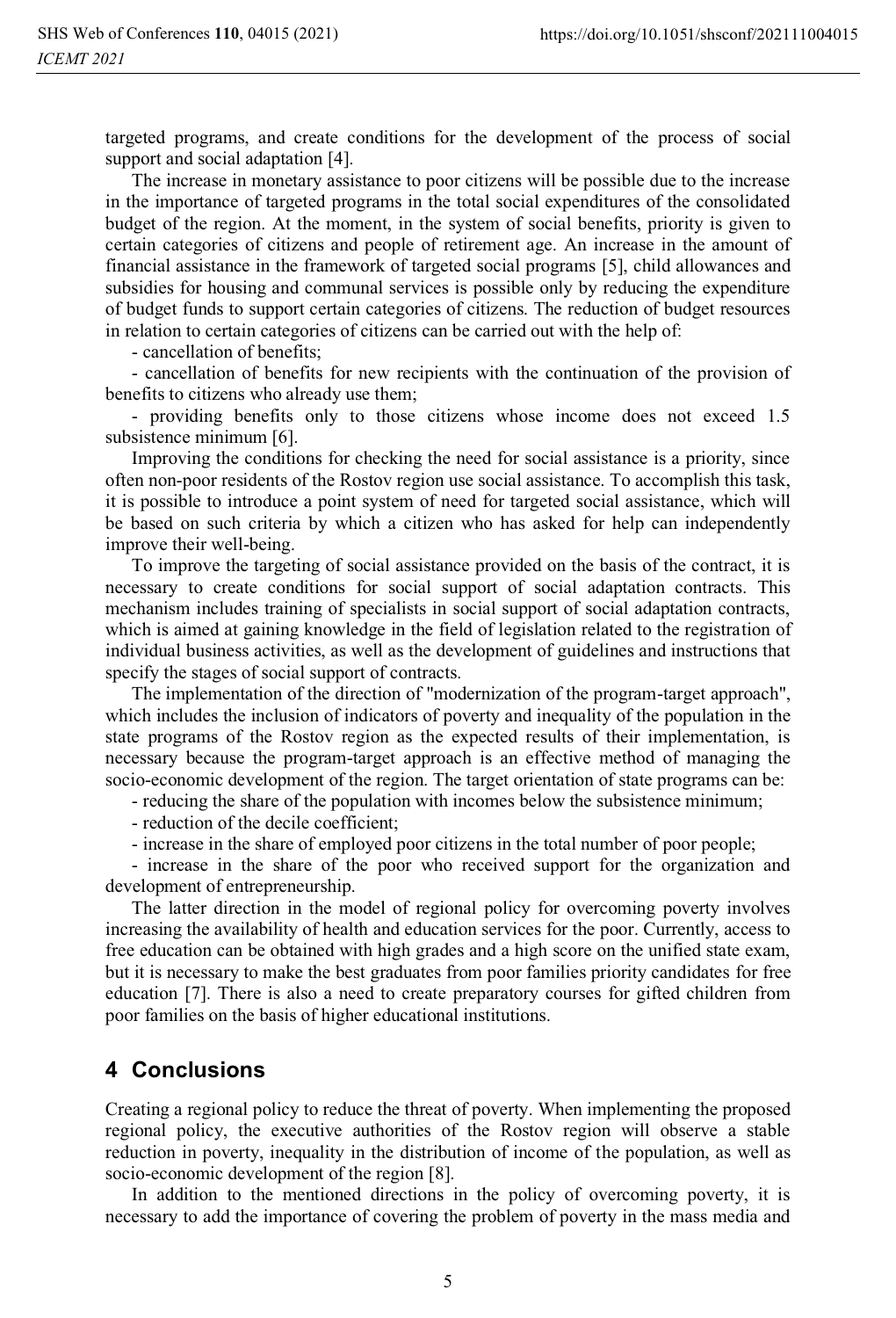targeted programs, and create conditions for the development of the process of social support and social adaptation [4].

The increase in monetary assistance to poor citizens will be possible due to the increase in the importance of targeted programs in the total social expenditures of the consolidated budget of the region. At the moment, in the system of social benefits, priority is given to certain categories of citizens and people of retirement age. An increase in the amount of financial assistance in the framework of targeted social programs [5], child allowances and subsidies for housing and communal services is possible only by reducing the expenditure of budget funds to support certain categories of citizens. The reduction of budget resources in relation to certain categories of citizens can be carried out with the help of:

- cancellation of benefits;
- cancellation of benefits for new recipients with the continuation of the provision of benefits to citizens who already use them;
- providing benefits only to those citizens whose income does not exceed 1.5 subsistence minimum [6].

Improving the conditions for checking the need for social assistance is a priority, since often non-poor residents of the Rostov region use social assistance. To accomplish this task, it is possible to introduce a point system of need for targeted social assistance, which will be based on such criteria by which a citizen who has asked for help can independently improve their well-being.

To improve the targeting of social assistance provided on the basis of the contract, it is necessary to create conditions for social support of social adaptation contracts. This mechanism includes training of specialists in social support of social adaptation contracts, which is aimed at gaining knowledge in the field of legislation related to the registration of individual business activities, as well as the development of guidelines and instructions that specify the stages of social support of contracts.

The implementation of the direction of "modernization of the program-target approach", which includes the inclusion of indicators of poverty and inequality of the population in the state programs of the Rostov region as the expected results of their implementation, is necessary because the program-target approach is an effective method of managing the socio-economic development of the region. The target orientation of state programs can be:

- reducing the share of the population with incomes below the subsistence minimum;
- reduction of the decile coefficient;
- increase in the share of employed poor citizens in the total number of poor people;
- increase in the share of the poor who received support for the organization and development of entrepreneurship.

The latter direction in the model of regional policy for overcoming poverty involves increasing the availability of health and education services for the poor. Currently, access to free education can be obtained with high grades and a high score on the unified state exam, but it is necessary to make the best graduates from poor families priority candidates for free education [7]. There is also a need to create preparatory courses for gifted children from poor families on the basis of higher educational institutions.

## 4 Conclusions

Creating a regional policy to reduce the threat of poverty. When implementing the proposed regional policy, the executive authorities of the Rostov region will observe a stable reduction in poverty, inequality in the distribution of income of the population, as well as socio-economic development of the region [8].

In addition to the mentioned directions in the policy of overcoming poverty, it is necessary to add the importance of covering the problem of poverty in the mass media and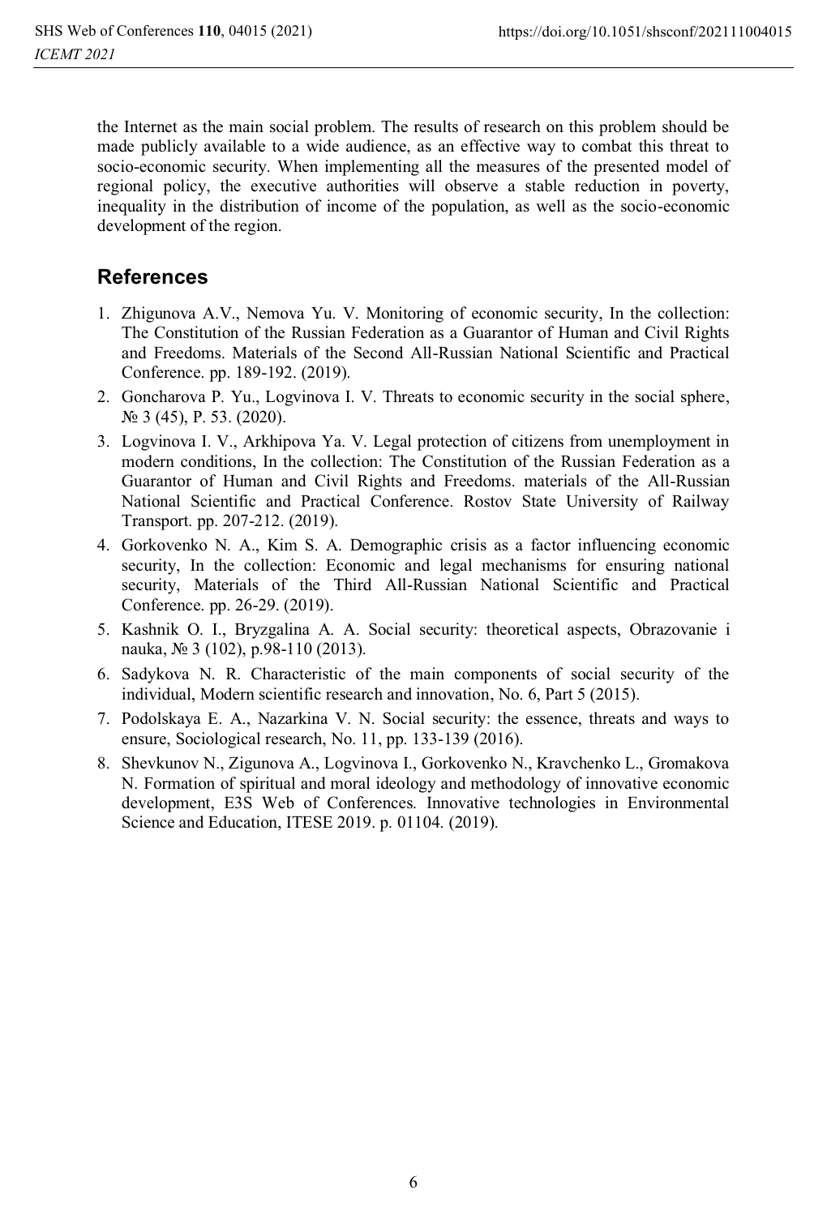the Internet as the main social problem. The results of research on this problem should be made publicly available to a wide audience, as an effective way to combat this threat to socio-economic security. When implementing all the measures of the presented model of regional policy, the executive authorities will observe a stable reduction in poverty, inequality in the distribution of income of the population, as well as the socio-economic development of the region.

## References

1. Zhigunova A.V., Nemova Yu. V. Monitoring of economic security, In the collection: The Constitution of the Russian Federation as a Guarantor of Human and Civil Rights and Freedoms. Materials of the Second All-Russian National Scientific and Practical Conference. pp. 189-192. (2019).
2. Goncharova P. Yu., Logvinova I. V. Threats to economic security in the social sphere, № 3 (45), P. 53. (2020).
3. Logvinova I. V., Arkhipova Ya. V. Legal protection of citizens from unemployment in modern conditions, In the collection: The Constitution of the Russian Federation as a Guarantor of Human and Civil Rights and Freedoms. materials of the All-Russian National Scientific and Practical Conference. Rostov State University of Railway Transport. pp. 207-212. (2019).
4. Gorkovenko N. A., Kim S. A. Demographic crisis as a factor influencing economic security, In the collection: Economic and legal mechanisms for ensuring national security, Materials of the Third All-Russian National Scientific and Practical Conference. pp. 26-29. (2019).
5. Kashnik O. I., Bryzgalina A. A. Social security: theoretical aspects, Obrazovanie i nauka, № 3 (102), p.98-110 (2013).
6. Sadykova N. R. Characteristic of the main components of social security of the individual, Modern scientific research and innovation, No. 6, Part 5 (2015).
7. Podolskaya E. A., Nazarkina V. N. Social security: the essence, threats and ways to ensure, Sociological research, No. 11, pp. 133-139 (2016).
8. Shevkunov N., Zigunova A., Logvinova I., Gorkovenko N., Kravchenko L., Gromakova N. Formation of spiritual and moral ideology and methodology of innovative economic development, E3S Web of Conferences. Innovative technologies in Environmental Science and Education, ITESE 2019. p. 01104. (2019).